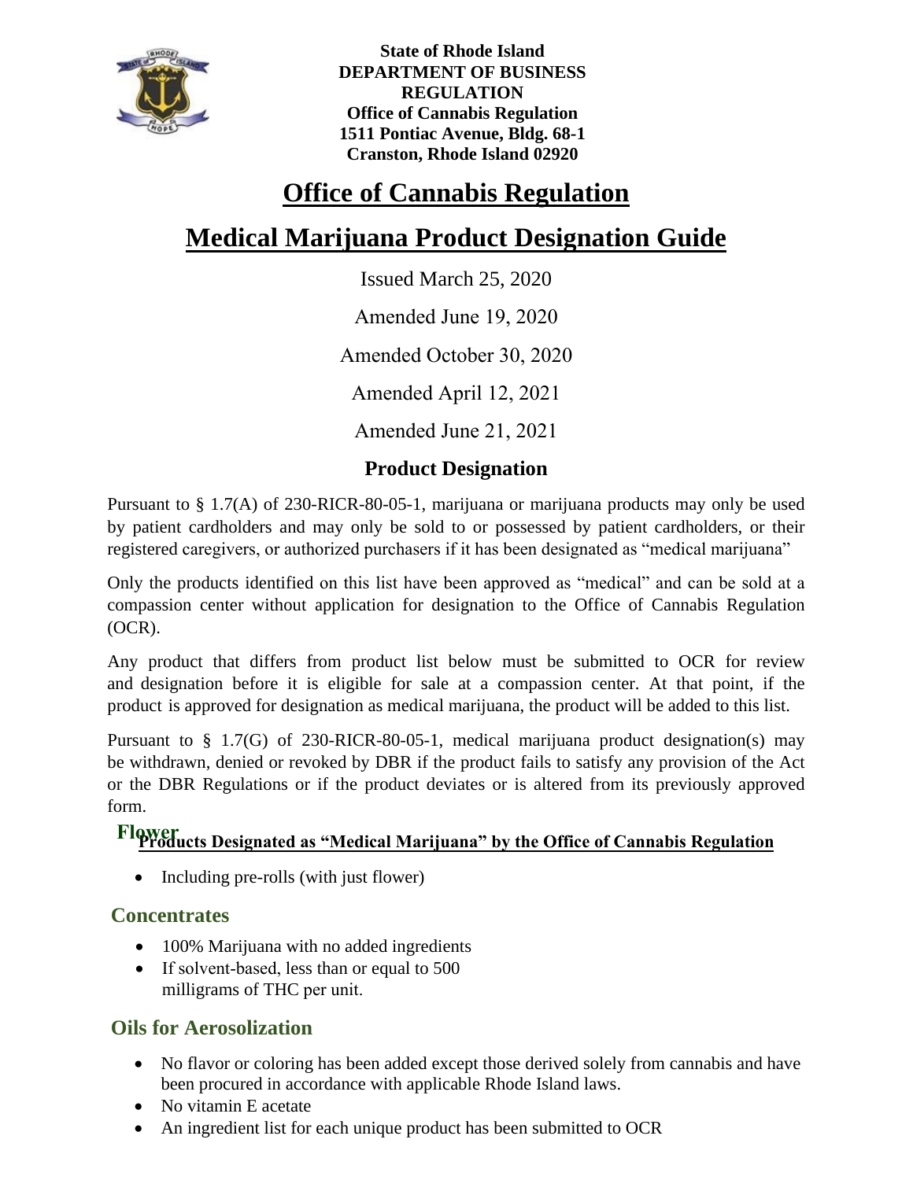**State of Rhode Island**
**DEPARTMENT OF BUSINESS REGULATION**
**Office of Cannabis Regulation**
**1511 Pontiac Avenue, Bldg. 68-1**
**Cranston, Rhode Island 02920**

# Office of Cannabis Regulation

# Medical Marijuana Product Designation Guide

Issued March 25, 2020

Amended June 19, 2020

Amended October 30, 2020

Amended April 12, 2021

Amended June 21, 2021

## Product Designation

Pursuant to § 1.7(A) of 230-RICR-80-05-1, marijuana or marijuana products may only be used by patient cardholders and may only be sold to or possessed by patient cardholders, or their registered caregivers, or authorized purchasers if it has been designated as "medical marijuana"

Only the products identified on this list have been approved as "medical" and can be sold at a compassion center without application for designation to the Office of Cannabis Regulation (OCR).

Any product that differs from product list below must be submitted to OCR for review and designation before it is eligible for sale at a compassion center. At that point, if the product is approved for designation as medical marijuana, the product will be added to this list.

Pursuant to § 1.7(G) of 230-RICR-80-05-1, medical marijuana product designation(s) may be withdrawn, denied or revoked by DBR if the product fails to satisfy any provision of the Act or the DBR Regulations or if the product deviates or is altered from its previously approved form.

## Products Designated as "Medical Marijuana" by the Office of Cannabis Regulation

### Flower

- Including pre-rolls (with just flower)

### Concentrates

- 100% Marijuana with no added ingredients
- If solvent-based, less than or equal to 500 milligrams of THC per unit.

### Oils for Aerosolization

- No flavor or coloring has been added except those derived solely from cannabis and have been procured in accordance with applicable Rhode Island laws.
- No vitamin E acetate
- An ingredient list for each unique product has been submitted to OCR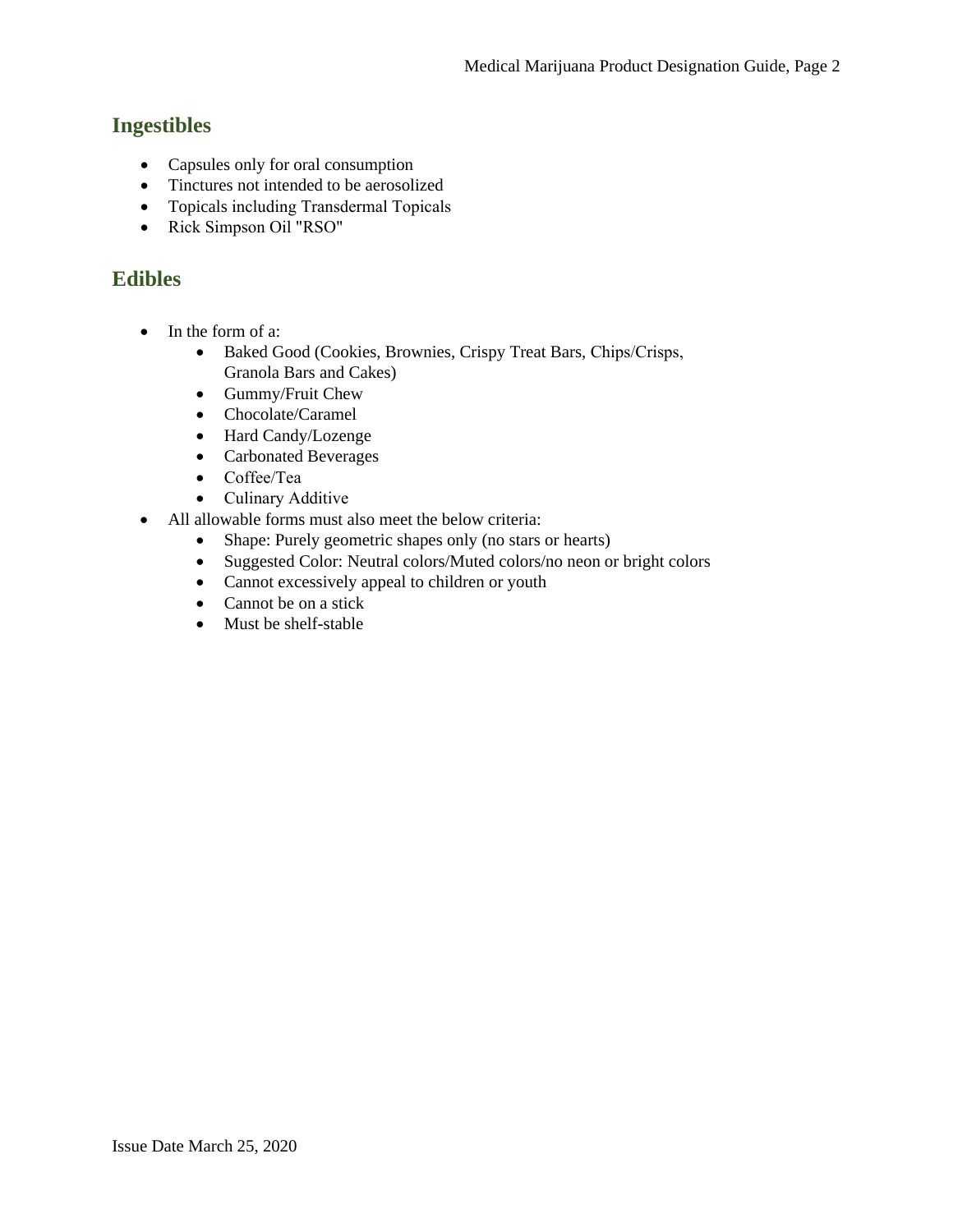## Ingestibles

- Capsules only for oral consumption
- Tinctures not intended to be aerosolized
- Topicals including Transdermal Topicals
- Rick Simpson Oil "RSO"

## Edibles

- In the form of a:
  - Baked Good (Cookies, Brownies, Crispy Treat Bars, Chips/Crisps, Granola Bars and Cakes)
  - Gummy/Fruit Chew
  - Chocolate/Caramel
  - Hard Candy/Lozenge
  - Carbonated Beverages
  - Coffee/Tea
  - Culinary Additive
- All allowable forms must also meet the below criteria:
  - Shape: Purely geometric shapes only (no stars or hearts)
  - Suggested Color: Neutral colors/Muted colors/no neon or bright colors
  - Cannot excessively appeal to children or youth
  - Cannot be on a stick
  - Must be shelf-stable

Issue Date March 25, 2020